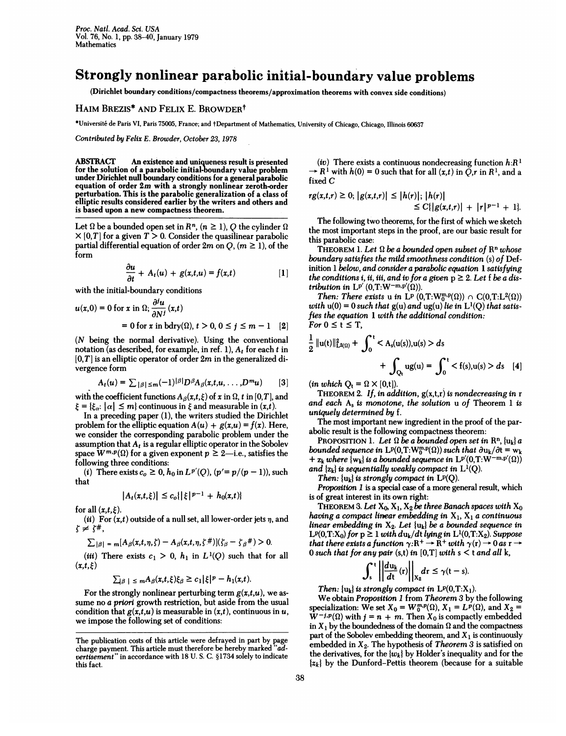# Strongly nonlinear parabolic initial-boundary value problems

(Dirichlet boundary conditions/compactness theorems/approximation theorems with convex side conditions)

HAIM BREZIS* AND FELIX E. BROWDER†

*Université de Paris VI, Paris 75005, France; and †Department of Mathematics, University of Chicago, Chicago, Illinois 60637

*Contributed by Felix E. Browder, October 23, 1978*

**ABSTRACT** An existence and uniqueness result is presented for the solution of a parabolic initial-boundary value problem under Dirichlet null boundary conditions for a general parabolic equation of order $2m$ with a strongly nonlinear zeroth-order perturbation. This is the parabolic generalization of a class of elliptic results considered earlier by the writers and others and is based upon a new compactness theorem.

Let $\Omega$ be a bounded open set in $R^n$, $(n \geq 1)$, $Q$ the cylinder $\Omega \times [0,T]$ for a given $T > 0$. Consider the quasilinear parabolic partial differential equation of order $2m$ on $Q$, $(m \geq 1)$, of the form

$$\frac{\partial u}{\partial t} + A_t(u) + g(x,t,u) = f(x,t) \quad [1]$$

with the initial-boundary conditions

$$u(x,0) = 0 \text{ for } x \text{ in } \Omega; \frac{\partial^j u}{\partial N^j}(x,t) = 0 \text{ for } x \text{ in bdry}(\Omega), t > 0, 0 \leq j \leq m-1 \quad [2]$$

($N$ being the normal derivative). Using the conventional notation (as described, for example, in ref. 1), $A_t$ for each $t$ in $[0,T]$ is an elliptic operator of order $2m$ in the generalized divergence form

$$A_t(u) = \sum_{|\beta| \leq m} (-1)^{|\beta|} D^\beta A_\beta(x,t,u, \ldots, D^m u) \quad [3]$$

with the coefficient functions $A_\beta(x,t,\xi)$ of $x$ in $\Omega$, $t$ in $[0,T]$, and $\xi = \{\xi_\alpha : |\alpha| \leq m\}$ continuous in $\xi$ and measurable in $(x,t)$.

In a preceding paper (1), the writers studied the Dirichlet problem for the elliptic equation $A(u) + g(x,u) = f(x)$. Here, we consider the corresponding parabolic problem under the assumption that $A_t$ is a regular elliptic operator in the Sobolev space $W^{m,p}(\Omega)$ for a given exponent $p \geq 2$—i.e., satisfies the following three conditions:

(*i*) There exists $c_o \geq 0$, $h_0$ in $L^{p'}(Q)$, $(p' = p/(p-1))$, such that

$$|A_t(x,t,\xi)| \leq c_o\{|\xi|^{p-1} + h_0(x,t)\}$$

for all $(x,t,\xi)$.

(*ii*) For $(x,t)$ outside of a null set, all lower-order jets $\eta$, and $\zeta \neq \zeta^\#$,

$$\sum_{|\beta| = m} [A_\beta(x,t,\eta,\zeta) - A_\beta(x,t,\eta,\zeta^\#)](\zeta_\beta - \zeta_\beta{}^\#) > 0.$$

(*iii*) There exists $c_1 > 0$, $h_1$ in $L^1(Q)$ such that for all $(x,t,\xi)$

$$\sum_{|\beta| \leq m} A_\beta(x,t,\xi)\xi_\beta \geq c_1|\xi|^p - h_1(x,t).$$

For the strongly nonlinear perturbing term $g(x,t,u)$, we assume no *a priori* growth restriction, but aside from the usual condition that $g(x,t,u)$ is measurable in $(x,t)$, continuous in $u$, we impose the following set of conditions:

(*iv*) There exists a continuous nondecreasing function $h: R^1 \rightarrow R^1$ with $h(0) = 0$ such that for all $(x,t)$ in $Q$, $r$ in $R^1$, and a fixed $C$

$$rg(x,t,r) \geq 0; \ |g(x,t,r)| \leq |h(r)|; \ |h(r)| \leq C\{|g(x,t,r)| + |r|^{p-1} + 1\}.$$

The following two theorems, for the first of which we sketch the most important steps in the proof, are our basic result for this parabolic case:

THEOREM 1. *Let $\Omega$ be a bounded open subset of $R^n$ whose boundary satisfies the mild smoothness condition (s) of Definition 1 below, and consider a parabolic equation 1 satisfying the conditions i, ii, iii, and iv for a given $p \geq 2$. Let f be a distribution in $L^{p'}(0,T:W^{-m,p'}(\Omega))$.*

*Then: There exists u in $L^p(0,T:W_0^{m,p}(\Omega)) \cap C(0,T:L^2(\Omega))$ with $u(0) = 0$ such that $g(u)$ and $ug(u)$ lie in $L^1(Q)$ that satisfies the equation 1 with the additional condition:*
*For $0 \leq t \leq T$,*

$$\frac{1}{2}\|u(t)\|^2_{L^2(\Omega)} + \int_0^t < A_s(u(s)),u(s) > ds + \int_{Q_t} ug(u) = \int_0^t < f(s),u(s) > ds \quad [4]$$

*(in which $Q_t = \Omega \times [0,t]$).*

THEOREM 2. *If, in addition, $g(x,t,r)$ is nondecreasing in r and each $A_s$ is monotone, the solution u of Theorem 1 is uniquely determined by f.*

The most important new ingredient in the proof of the parabolic result is the following compactness theorem:

PROPOSITION 1. *Let $\Omega$ be a bounded open set in $R^n$, $\{u_k\}$ a bounded sequence in $L^p(0,T:W_0^{m,p}(\Omega))$ such that $\partial u_k/\partial t = w_k + z_k$ where $\{w_k\}$ is a bounded sequence in $L^{p'}(0,T:W^{-m,p'}(\Omega))$ and $\{z_k\}$ is sequentially weakly compact in $L^1(Q)$.*

*Then: $\{u_k\}$ is strongly compact in $L^p(Q)$.*

*Proposition 1* is a special case of a more general result, which is of great interest in its own right:

THEOREM 3. *Let $X_0$, $X_1$, $X_2$ be three Banach spaces with $X_0$ having a compact linear embedding in $X_1$, $X_1$ a continuous linear embedding in $X_2$. Let $\{u_k\}$ be a bounded sequence in $L^p(0,T:X_0)$ for $p \geq 1$ with $du_k/dt$ lying in $L^1(0,T:X_2)$. Suppose that there exists a function $\gamma: R^+ \rightarrow R^+$ with $\gamma(r) \rightarrow 0$ as $r \rightarrow 0$ such that for any pair $(s,t)$ in $[0,T]$ with $s < t$ and all k,*

$$\int_s^t \left\|\frac{du_k}{dt}(r)\right\|_{X_2} dr \leq \gamma(t-s).$$

*Then: $\{u_k\}$ is strongly compact in $L^p(0,T:X_1)$.*

We obtain *Proposition 1* from *Theorem 3* by the following specialization: We set $X_0 = W_0^{m,p}(\Omega)$, $X_1 = L^p(\Omega)$, and $X_2 = W^{-j,p}(\Omega)$ with $j = n + m$. Then $X_0$ is compactly embedded in $X_1$ by the boundedness of the domain $\Omega$ and the compactness part of the Sobolev embedding theorem, and $X_1$ is continuously embedded in $X_2$. The hypothesis of *Theorem 3* is satisfied on the derivatives, for the $\{w_k\}$ by Holder's inequality and for the $\{z_k\}$ by the Dunford–Pettis theorem (because for a suitable

The publication costs of this article were defrayed in part by page charge payment. This article must therefore be hereby marked "*advertisement*" in accordance with 18 U. S. C. §1734 solely to indicate this fact.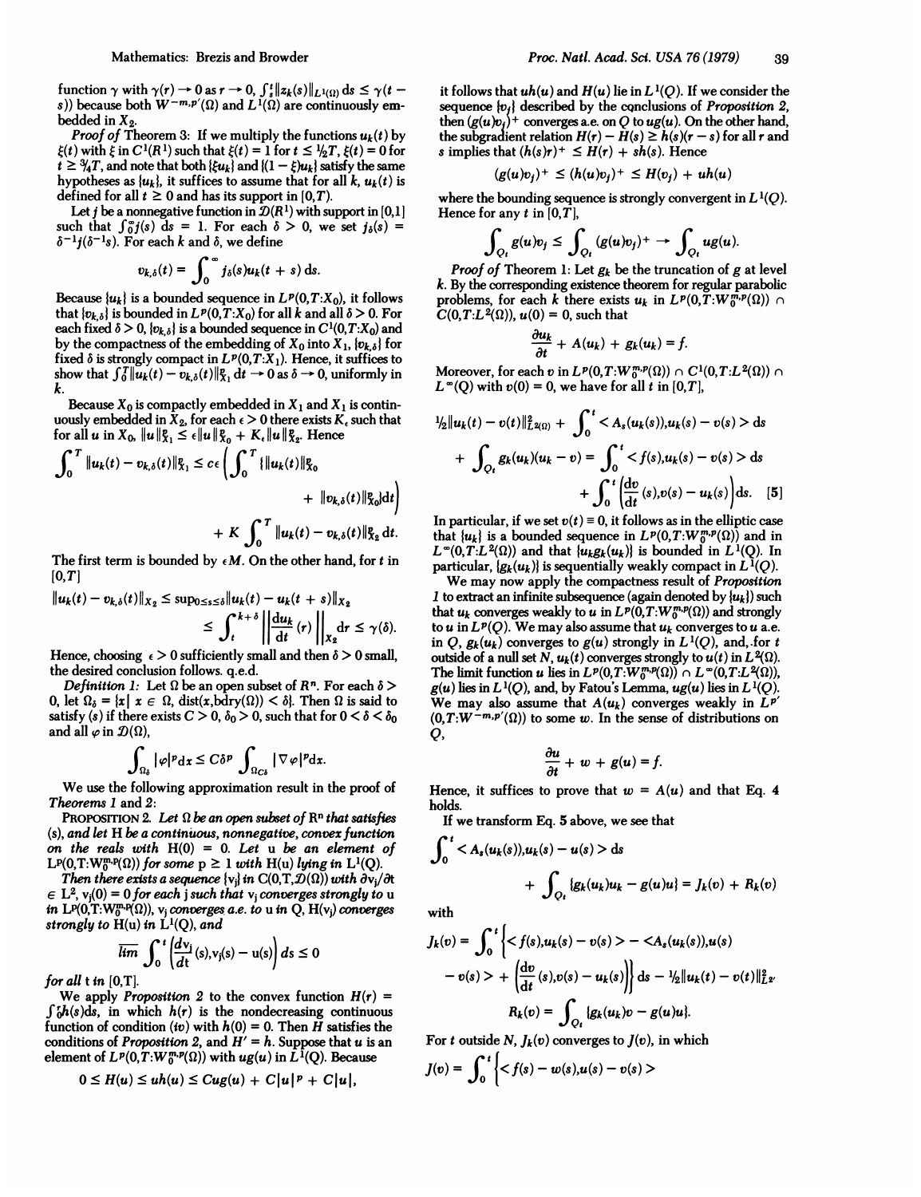function $\gamma$ with $\gamma(r) \to 0$ as $r \to 0$, $\int_s^t \|z_k(s)\|_{L^1(\Omega)}\, ds \leq \gamma(t - s)$) because both $W^{-m,p'}(\Omega)$ and $L^1(\Omega)$ are continuously embedded in $X_2$.

*Proof of* Theorem 3: If we multiply the functions $u_k(t)$ by $\xi(t)$ with $\xi$ in $C^1(R^1)$ such that $\xi(t) = 1$ for $t \leq \frac{1}{2}T$, $\xi(t) = 0$ for $t \geq \frac{3}{4}T$, and note that both $\{\xi u_k\}$ and $\{(1 - \xi)u_k\}$ satisfy the same hypotheses as $\{u_k\}$, it suffices to assume that for all $k$, $u_k(t)$ is defined for all $t \geq 0$ and has its support in $[0,T)$.

Let $j$ be a nonnegative function in $\mathcal{D}(R^1)$ with support in $[0,1]$ such that $\int_0^\infty j(s)\, ds = 1$. For each $\delta > 0$, we set $j_\delta(s) = \delta^{-1}j(\delta^{-1}s)$. For each $k$ and $\delta$, we define

$$v_{k,\delta}(t) = \int_0^\infty j_\delta(s)u_k(t + s)\, ds.$$

Because $\{u_k\}$ is a bounded sequence in $L^p(0,T:X_0)$, it follows that $\{v_{k,\delta}\}$ is bounded in $L^p(0,T:X_0)$ for all $k$ and all $\delta > 0$. For each fixed $\delta > 0$, $\{v_{k,\delta}\}$ is a bounded sequence in $C^1(0,T:X_0)$ and by the compactness of the embedding of $X_0$ into $X_1$, $\{v_{k,\delta}\}$ for fixed $\delta$ is strongly compact in $L^p(0,T:X_1)$. Hence, it suffices to show that $\int_0^T \|u_k(t) - v_{k,\delta}(t)\|_{X_1}^p\, dt \to 0$ as $\delta \to 0$, uniformly in $k$.

Because $X_0$ is compactly embedded in $X_1$ and $X_1$ is continuously embedded in $X_2$, for each $\epsilon > 0$ there exists $K_\epsilon$ such that for all $u$ in $X_0$, $\|u\|_{X_1}^p \leq \epsilon \|u\|_{X_0}^p + K_\epsilon \|u\|_{X_2}^p$. Hence

$$\int_0^T \|u_k(t) - v_{k,\delta}(t)\|_{X_1}^p \leq c\epsilon \left( \int_0^T \{\|u_k(t)\|_{X_0}^p + \|v_{k,\delta}(t)\|_{X_0}^p\} dt \right) + K \int_0^T \|u_k(t) - v_{k,\delta}(t)\|_{X_2}^p\, dt.$$

The first term is bounded by $\epsilon M$. On the other hand, for $t$ in $[0,T]$

$$\|u_k(t) - v_{k,\delta}(t)\|_{X_2} \leq \sup_{0 \leq s \leq \delta} \|u_k(t) - u_k(t + s)\|_{X_2} \leq \int_t^{k+\delta} \left\| \frac{du_k}{dt}(r) \right\|_{X_2} dr \leq \gamma(\delta).$$

Hence, choosing $\epsilon > 0$ sufficiently small and then $\delta > 0$ small, the desired conclusion follows. q.e.d.

*Definition 1:* Let $\Omega$ be an open subset of $R^n$. For each $\delta > 0$, let $\Omega_\delta = \{x \mid x \in \Omega, \text{dist}(x,\text{bdry}(\Omega)) < \delta\}$. Then $\Omega$ is said to satisfy (*s*) if there exists $C > 0$, $\delta_0 > 0$, such that for $0 < \delta < \delta_0$ and all $\varphi$ in $\mathcal{D}(\Omega)$,

$$\int_{\Omega_\delta} |\varphi|^p dx \leq C\delta^p \int_{\Omega C\delta} |\nabla \varphi|^p dx.$$

We use the following approximation result in the proof of *Theorems 1* and *2*:

PROPOSITION 2. *Let $\Omega$ be an open subset of $R^n$ that satisfies (s), and let H be a continuous, nonnegative, convex function on the reals with $H(0) = 0$. Let u be an element of $L^p(0,T:W_0^{m,p}(\Omega))$ for some $p \geq 1$ with $H(u)$ lying in $L^1(Q)$.*

*Then there exists a sequence $\{v_j\}$ in $C(0,T,\mathcal{D}(\Omega))$ with $\partial v_j/\partial t \in L^2$, $v_j(0) = 0$ for each j such that $v_j$ converges strongly to u in $L^p(0,T:W_0^{m,p}(\Omega))$, $v_j$ converges a.e. to u in Q, $H(v_j)$ converges strongly to $H(u)$ in $L^1(Q)$, and*

$$\overline{\lim} \int_0^t \left( \frac{dv_j}{dt}(s), v_j(s) - u(s) \right) ds \leq 0$$

*for all t in $[0,T]$.*

We apply *Proposition 2* to the convex function $H(r) = \int_0^r h(s)ds$, in which $h(r)$ is the nondecreasing continuous function of condition (*iv*) with $h(0) = 0$. Then $H$ satisfies the conditions of *Proposition 2*, and $H' = h$. Suppose that $u$ is an element of $L^p(0,T:W_0^{m,p}(\Omega))$ with $ug(u)$ in $L^1(Q)$. Because

$$0 \leq H(u) \leq uh(u) \leq Cug(u) + C|u|^p + C|u|,$$

it follows that $uh(u)$ and $H(u)$ lie in $L^1(Q)$. If we consider the sequence $\{v_j\}$ described by the conclusions of *Proposition 2*, then $(g(u)v_j)^+$ converges a.e. on $Q$ to $ug(u)$. On the other hand, the subgradient relation $H(r) - H(s) \geq h(s)(r - s)$ for all $r$ and $s$ implies that $(h(s)r)^+ \leq H(r) + sh(s)$. Hence

$$(g(u)v_j)^+ \leq (h(u)v_j)^+ \leq H(v_j) + uh(u)$$

where the bounding sequence is strongly convergent in $L^1(Q)$. Hence for any $t$ in $[0,T]$,

$$\int_{Q_t} g(u)v_j \leq \int_{Q_t} (g(u)v_j)^+ \to \int_{Q_t} ug(u).$$

*Proof of* Theorem 1: Let $g_k$ be the truncation of $g$ at level $k$. By the corresponding existence theorem for regular parabolic problems, for each $k$ there exists $u_k$ in $L^p(0,T:W_0^{m,p}(\Omega)) \cap C(0,T:L^2(\Omega))$, $u(0) = 0$, such that

$$\frac{\partial u_k}{\partial t} + A(u_k) + g_k(u_k) = f.$$

Moreover, for each $v$ in $L^p(0,T:W_0^{m,p}(\Omega)) \cap C^1(0,T:L^2(\Omega)) \cap L^\infty(Q)$ with $v(0) = 0$, we have for all $t$ in $[0,T]$,

$$\frac{1}{2}\|u_k(t) - v(t)\|_{L^2(\Omega)}^2 + \int_0^t < A_s(u_k(s)), u_k(s) - v(s) > ds + \int_{Q_t} g_k(u_k)(u_k - v) = \int_0^t < f(s), u_k(s) - v(s) > ds + \int_0^t \left( \frac{dv}{dt}(s), v(s) - u_k(s) \right) ds. \quad [5]$$

In particular, if we set $v(t) \equiv 0$, it follows as in the elliptic case that $\{u_k\}$ is a bounded sequence in $L^p(0,T:W_0^{m,p}(\Omega))$ and in $L^\infty(0,T:L^2(\Omega))$ and that $\{u_kg_k(u_k)\}$ is bounded in $L^1(Q)$. In particular, $\{g_k(u_k)\}$ is sequentially weakly compact in $L^1(Q)$.

We may now apply the compactness result of *Proposition 1* to extract an infinite subsequence (again denoted by $\{u_k\}$) such that $u_k$ converges weakly to $u$ in $L^p(0,T:W_0^{m,p}(\Omega))$ and strongly to $u$ in $L^p(Q)$. We may also assume that $u_k$ converges to $u$ a.e. in $Q$, $g_k(u_k)$ converges to $g(u)$ strongly in $L^1(Q)$, and, for $t$ outside of a null set $N$, $u_k(t)$ converges strongly to $u(t)$ in $L^2(\Omega)$. The limit function $u$ lies in $L^p(0,T:W_0^{m,p}(\Omega)) \cap L^\infty(0,T:L^2(\Omega))$, $g(u)$ lies in $L^1(Q)$, and, by Fatou's Lemma, $ug(u)$ lies in $L^1(Q)$. We may also assume that $A(u_k)$ converges weakly in $L^{p'}(0,T:W^{-m,p'}(\Omega))$ to some $w$. In the sense of distributions on $Q$,

$$\frac{\partial u}{\partial t} + w + g(u) = f.$$

Hence, it suffices to prove that $w = A(u)$ and that Eq. 4 holds.

If we transform Eq. 5 above, we see that

$$\int_0^t < A_s(u_k(s)), u_k(s) - u(s) > ds + \int_{Q_t} \{g_k(u_k)u_k - g(u)u\} = J_k(v) + R_k(v)$$

with

$$J_k(v) = \int_0^t \left\{ < f(s), u_k(s) - v(s) > - < A_s(u_k(s)), u(s) - v(s) > + \left( \frac{dv}{dt}(s), v(s) - u_k(s) \right) \right\} ds - \frac{1}{2}\|u_k(t) - v(t)\|_{L^2}^2,$$

$$R_k(v) = \int_{Q_t} \{g_k(u_k)v - g(u)u\}.$$

For $t$ outside $N$, $J_k(v)$ converges to $J(v)$, in which

$$J(v) = \int_0^t \Big\{ < f(s) - w(s), u(s) - v(s) >$$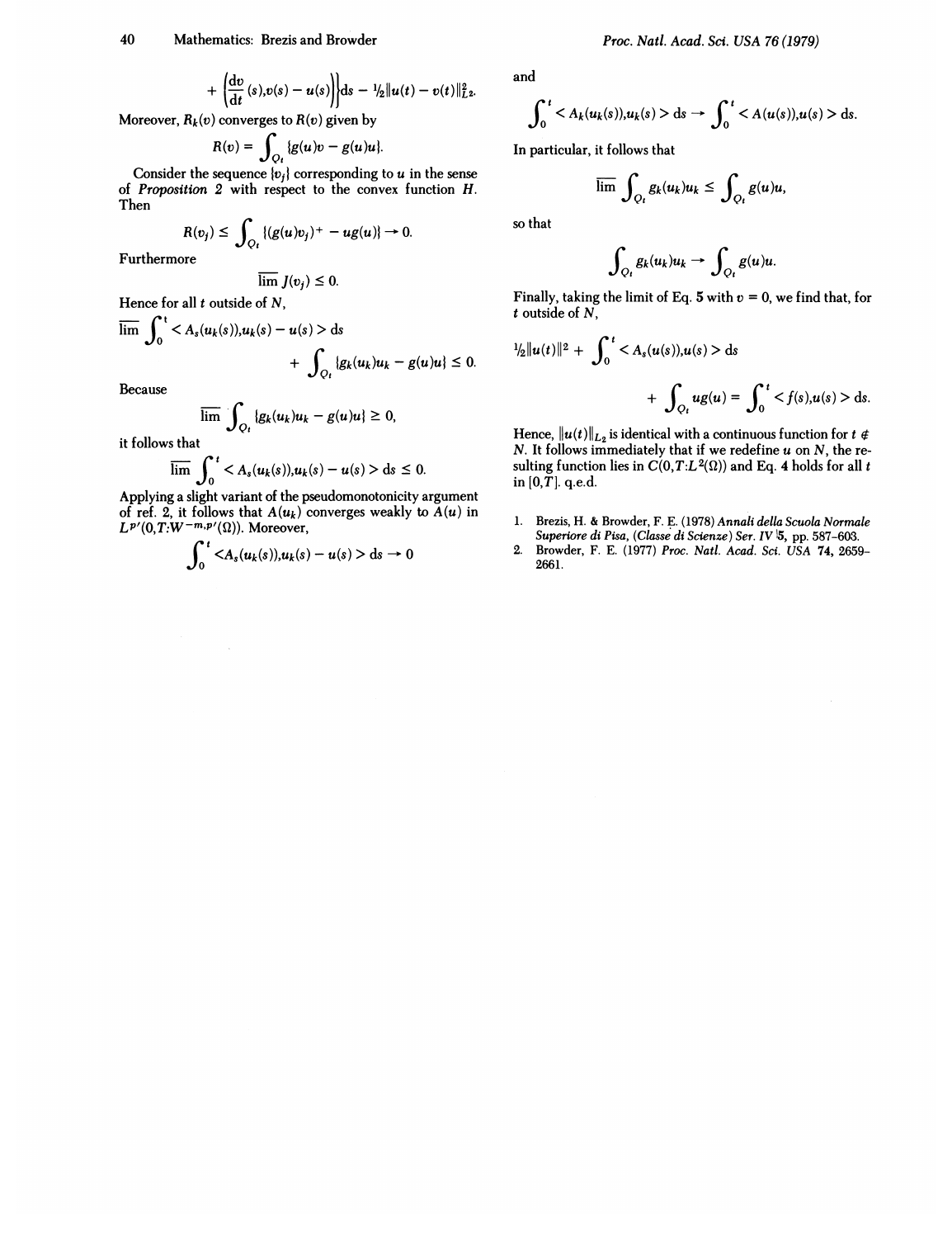$$+ \left\langle \frac{dv}{dt}(s), v(s) - u(s) \right\rangle \Bigg\} ds - \tfrac{1}{2}\|u(t) - v(t)\|^2_{L^2}.$$

Moreover, $R_k(v)$ converges to $R(v)$ given by

$$R(v) = \int_{Q_t} \{g(u)v - g(u)u\}.$$

Consider the sequence $\{v_j\}$ corresponding to $u$ in the sense of *Proposition 2* with respect to the convex function $H$. Then

$$R(v_j) \leq \int_{Q_t} \{(g(u)v_j)^+ - ug(u)\} \to 0.$$

Furthermore

$$\overline{\lim}\, J(v_j) \leq 0.$$

Hence for all $t$ outside of $N$,

$$\overline{\lim} \int_0^t < A_s(u_k(s)), u_k(s) - u(s) > ds + \int_{Q_t} \{g_k(u_k)u_k - g(u)u\} \leq 0.$$

Because

$$\overline{\lim} \int_{Q_t} \{g_k(u_k)u_k - g(u)u\} \geq 0,$$

it follows that

$$\overline{\lim} \int_0^t < A_s(u_k(s)), u_k(s) - u(s) > ds \leq 0.$$

Applying a slight variant of the pseudomonotonicity argument of ref. 2, it follows that $A(u_k)$ converges weakly to $A(u)$ in $L^{p'}(0,T:W^{-m,p'}(\Omega))$. Moreover,

$$\int_0^t < A_s(u_k(s)), u_k(s) - u(s) > ds \to 0$$

and

$$\int_0^t < A_k(u_k(s)), u_k(s) > ds \to \int_0^t < A(u(s)), u(s) > ds.$$

In particular, it follows that

$$\overline{\lim} \int_{Q_t} g_k(u_k)u_k \leq \int_{Q_t} g(u)u,$$

so that

$$\int_{Q_t} g_k(u_k)u_k \to \int_{Q_t} g(u)u.$$

Finally, taking the limit of Eq. 5 with $v = 0$, we find that, for $t$ outside of $N$,

$$\tfrac{1}{2}\|u(t)\|^2 + \int_0^t < A_s(u(s)), u(s) > ds + \int_{Q_t} ug(u) = \int_0^t < f(s), u(s) > ds.$$

Hence, $\|u(t)\|_{L_2}$ is identical with a continuous function for $t \notin N$. It follows immediately that if we redefine $u$ on $N$, the resulting function lies in $C(0,T:L^2(\Omega))$ and Eq. 4 holds for all $t$ in $[0,T]$. q.e.d.

1. Brezis, H. & Browder, F. E. (1978) *Annali della Scuola Normale Superiore di Pisa, (Classe di Scienze) Ser. IV* **5**, pp. 587–603.
2. Browder, F. E. (1977) *Proc. Natl. Acad. Sci. USA* **74**, 2659–2661.